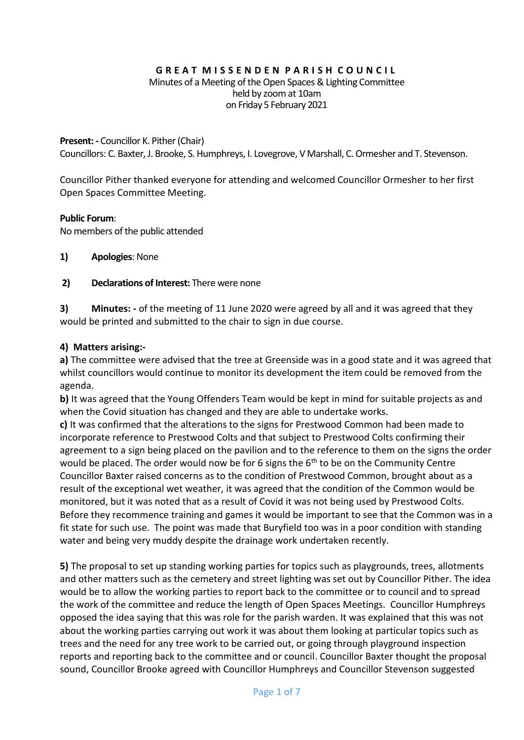**GREAT MISSENDEN PARISH COUNCIL**

Minutes of a Meeting of the Open Spaces & Lighting Committee
held by zoom at 10am
on Friday 5 February 2021

**Present: -** Councillor K. Pither (Chair)
Councillors: C. Baxter, J. Brooke, S. Humphreys, I. Lovegrove, V Marshall, C. Ormesher and T. Stevenson.

Councillor Pither thanked everyone for attending and welcomed Councillor Ormesher to her first Open Spaces Committee Meeting.

**Public Forum**:
No members of the public attended

**1) Apologies**: None

**2) Declarations of Interest:** There were none

**3) Minutes: -** of the meeting of 11 June 2020 were agreed by all and it was agreed that they would be printed and submitted to the chair to sign in due course.

**4) Matters arising:-**

**a)** The committee were advised that the tree at Greenside was in a good state and it was agreed that whilst councillors would continue to monitor its development the item could be removed from the agenda.

**b)** It was agreed that the Young Offenders Team would be kept in mind for suitable projects as and when the Covid situation has changed and they are able to undertake works.

**c)** It was confirmed that the alterations to the signs for Prestwood Common had been made to incorporate reference to Prestwood Colts and that subject to Prestwood Colts confirming their agreement to a sign being placed on the pavilion and to the reference to them on the signs the order would be placed. The order would now be for 6 signs the 6th to be on the Community Centre Councillor Baxter raised concerns as to the condition of Prestwood Common, brought about as a result of the exceptional wet weather, it was agreed that the condition of the Common would be monitored, but it was noted that as a result of Covid it was not being used by Prestwood Colts. Before they recommence training and games it would be important to see that the Common was in a fit state for such use. The point was made that Buryfield too was in a poor condition with standing water and being very muddy despite the drainage work undertaken recently.

**5)** The proposal to set up standing working parties for topics such as playgrounds, trees, allotments and other matters such as the cemetery and street lighting was set out by Councillor Pither. The idea would be to allow the working parties to report back to the committee or to council and to spread the work of the committee and reduce the length of Open Spaces Meetings. Councillor Humphreys opposed the idea saying that this was role for the parish warden. It was explained that this was not about the working parties carrying out work it was about them looking at particular topics such as trees and the need for any tree work to be carried out, or going through playground inspection reports and reporting back to the committee and or council. Councillor Baxter thought the proposal sound, Councillor Brooke agreed with Councillor Humphreys and Councillor Stevenson suggested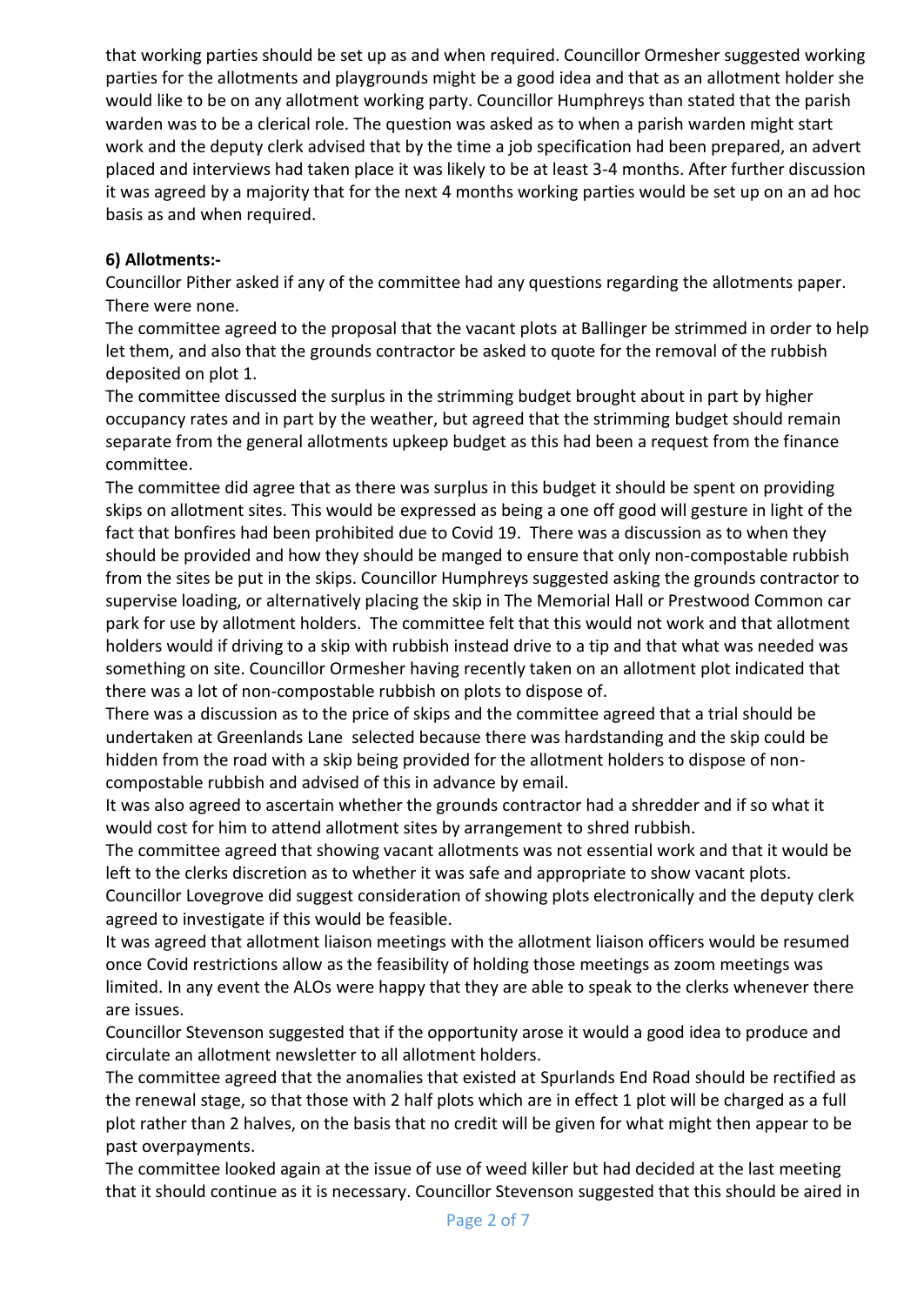that working parties should be set up as and when required. Councillor Ormesher suggested working parties for the allotments and playgrounds might be a good idea and that as an allotment holder she would like to be on any allotment working party. Councillor Humphreys than stated that the parish warden was to be a clerical role. The question was asked as to when a parish warden might start work and the deputy clerk advised that by the time a job specification had been prepared, an advert placed and interviews had taken place it was likely to be at least 3-4 months. After further discussion it was agreed by a majority that for the next 4 months working parties would be set up on an ad hoc basis as and when required.

**6) Allotments:-**

Councillor Pither asked if any of the committee had any questions regarding the allotments paper. There were none.

The committee agreed to the proposal that the vacant plots at Ballinger be strimmed in order to help let them, and also that the grounds contractor be asked to quote for the removal of the rubbish deposited on plot 1.

The committee discussed the surplus in the strimming budget brought about in part by higher occupancy rates and in part by the weather, but agreed that the strimming budget should remain separate from the general allotments upkeep budget as this had been a request from the finance committee.

The committee did agree that as there was surplus in this budget it should be spent on providing skips on allotment sites. This would be expressed as being a one off good will gesture in light of the fact that bonfires had been prohibited due to Covid 19. There was a discussion as to when they should be provided and how they should be manged to ensure that only non-compostable rubbish from the sites be put in the skips. Councillor Humphreys suggested asking the grounds contractor to supervise loading, or alternatively placing the skip in The Memorial Hall or Prestwood Common car park for use by allotment holders. The committee felt that this would not work and that allotment holders would if driving to a skip with rubbish instead drive to a tip and that what was needed was something on site. Councillor Ormesher having recently taken on an allotment plot indicated that there was a lot of non-compostable rubbish on plots to dispose of.

There was a discussion as to the price of skips and the committee agreed that a trial should be undertaken at Greenlands Lane selected because there was hardstanding and the skip could be hidden from the road with a skip being provided for the allotment holders to dispose of non-compostable rubbish and advised of this in advance by email.

It was also agreed to ascertain whether the grounds contractor had a shredder and if so what it would cost for him to attend allotment sites by arrangement to shred rubbish.

The committee agreed that showing vacant allotments was not essential work and that it would be left to the clerks discretion as to whether it was safe and appropriate to show vacant plots.

Councillor Lovegrove did suggest consideration of showing plots electronically and the deputy clerk agreed to investigate if this would be feasible.

It was agreed that allotment liaison meetings with the allotment liaison officers would be resumed once Covid restrictions allow as the feasibility of holding those meetings as zoom meetings was limited. In any event the ALOs were happy that they are able to speak to the clerks whenever there are issues.

Councillor Stevenson suggested that if the opportunity arose it would a good idea to produce and circulate an allotment newsletter to all allotment holders.

The committee agreed that the anomalies that existed at Spurlands End Road should be rectified as the renewal stage, so that those with 2 half plots which are in effect 1 plot will be charged as a full plot rather than 2 halves, on the basis that no credit will be given for what might then appear to be past overpayments.

The committee looked again at the issue of use of weed killer but had decided at the last meeting that it should continue as it is necessary. Councillor Stevenson suggested that this should be aired in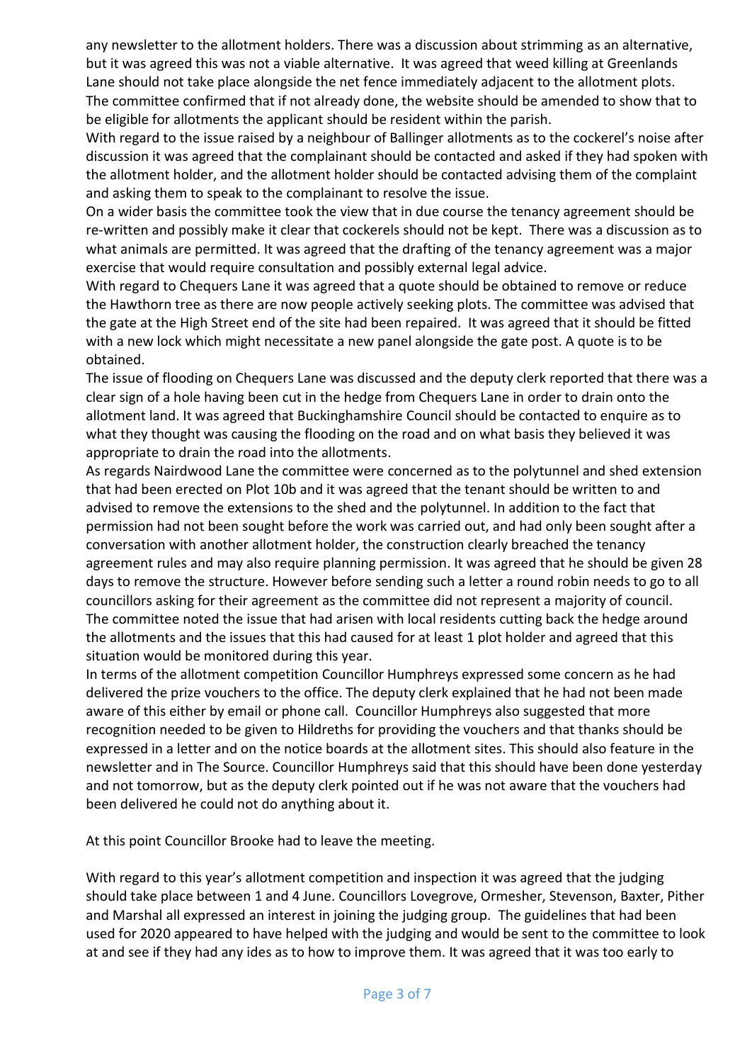any newsletter to the allotment holders. There was a discussion about strimming as an alternative, but it was agreed this was not a viable alternative. It was agreed that weed killing at Greenlands Lane should not take place alongside the net fence immediately adjacent to the allotment plots. The committee confirmed that if not already done, the website should be amended to show that to be eligible for allotments the applicant should be resident within the parish.

With regard to the issue raised by a neighbour of Ballinger allotments as to the cockerel's noise after discussion it was agreed that the complainant should be contacted and asked if they had spoken with the allotment holder, and the allotment holder should be contacted advising them of the complaint and asking them to speak to the complainant to resolve the issue.

On a wider basis the committee took the view that in due course the tenancy agreement should be re-written and possibly make it clear that cockerels should not be kept. There was a discussion as to what animals are permitted. It was agreed that the drafting of the tenancy agreement was a major exercise that would require consultation and possibly external legal advice.

With regard to Chequers Lane it was agreed that a quote should be obtained to remove or reduce the Hawthorn tree as there are now people actively seeking plots. The committee was advised that the gate at the High Street end of the site had been repaired. It was agreed that it should be fitted with a new lock which might necessitate a new panel alongside the gate post. A quote is to be obtained.

The issue of flooding on Chequers Lane was discussed and the deputy clerk reported that there was a clear sign of a hole having been cut in the hedge from Chequers Lane in order to drain onto the allotment land. It was agreed that Buckinghamshire Council should be contacted to enquire as to what they thought was causing the flooding on the road and on what basis they believed it was appropriate to drain the road into the allotments.

As regards Nairdwood Lane the committee were concerned as to the polytunnel and shed extension that had been erected on Plot 10b and it was agreed that the tenant should be written to and advised to remove the extensions to the shed and the polytunnel. In addition to the fact that permission had not been sought before the work was carried out, and had only been sought after a conversation with another allotment holder, the construction clearly breached the tenancy agreement rules and may also require planning permission. It was agreed that he should be given 28 days to remove the structure. However before sending such a letter a round robin needs to go to all councillors asking for their agreement as the committee did not represent a majority of council.

The committee noted the issue that had arisen with local residents cutting back the hedge around the allotments and the issues that this had caused for at least 1 plot holder and agreed that this situation would be monitored during this year.

In terms of the allotment competition Councillor Humphreys expressed some concern as he had delivered the prize vouchers to the office. The deputy clerk explained that he had not been made aware of this either by email or phone call. Councillor Humphreys also suggested that more recognition needed to be given to Hildreths for providing the vouchers and that thanks should be expressed in a letter and on the notice boards at the allotment sites. This should also feature in the newsletter and in The Source. Councillor Humphreys said that this should have been done yesterday and not tomorrow, but as the deputy clerk pointed out if he was not aware that the vouchers had been delivered he could not do anything about it.

At this point Councillor Brooke had to leave the meeting.

With regard to this year's allotment competition and inspection it was agreed that the judging should take place between 1 and 4 June. Councillors Lovegrove, Ormesher, Stevenson, Baxter, Pither and Marshal all expressed an interest in joining the judging group. The guidelines that had been used for 2020 appeared to have helped with the judging and would be sent to the committee to look at and see if they had any ides as to how to improve them. It was agreed that it was too early to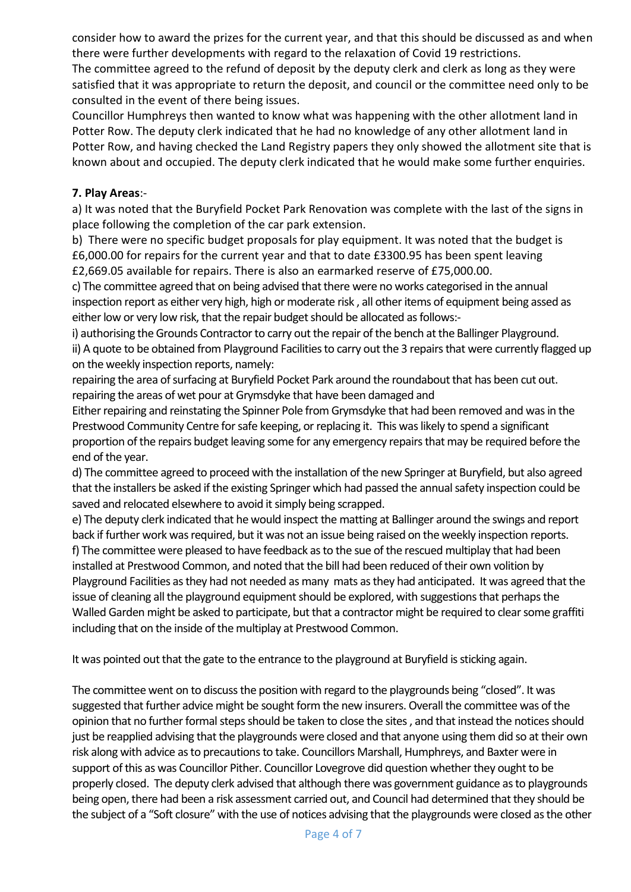consider how to award the prizes for the current year, and that this should be discussed as and when there were further developments with regard to the relaxation of Covid 19 restrictions.
The committee agreed to the refund of deposit by the deputy clerk and clerk as long as they were satisfied that it was appropriate to return the deposit, and council or the committee need only to be consulted in the event of there being issues.
Councillor Humphreys then wanted to know what was happening with the other allotment land in Potter Row. The deputy clerk indicated that he had no knowledge of any other allotment land in Potter Row, and having checked the Land Registry papers they only showed the allotment site that is known about and occupied. The deputy clerk indicated that he would make some further enquiries.

**7. Play Areas**:-

a) It was noted that the Buryfield Pocket Park Renovation was complete with the last of the signs in place following the completion of the car park extension.
b) There were no specific budget proposals for play equipment. It was noted that the budget is £6,000.00 for repairs for the current year and that to date £3300.95 has been spent leaving £2,669.05 available for repairs. There is also an earmarked reserve of £75,000.00.
c) The committee agreed that on being advised that there were no works categorised in the annual inspection report as either very high, high or moderate risk , all other items of equipment being assed as either low or very low risk, that the repair budget should be allocated as follows:-
i) authorising the Grounds Contractor to carry out the repair of the bench at the Ballinger Playground.
ii) A quote to be obtained from Playground Facilities to carry out the 3 repairs that were currently flagged up on the weekly inspection reports, namely:
repairing the area of surfacing at Buryfield Pocket Park around the roundabout that has been cut out.
repairing the areas of wet pour at Grymsdyke that have been damaged and
Either repairing and reinstating the Spinner Pole from Grymsdyke that had been removed and was in the Prestwood Community Centre for safe keeping, or replacing it. This was likely to spend a significant proportion of the repairs budget leaving some for any emergency repairs that may be required before the end of the year.
d) The committee agreed to proceed with the installation of the new Springer at Buryfield, but also agreed that the installers be asked if the existing Springer which had passed the annual safety inspection could be saved and relocated elsewhere to avoid it simply being scrapped.
e) The deputy clerk indicated that he would inspect the matting at Ballinger around the swings and report back if further work was required, but it was not an issue being raised on the weekly inspection reports.
f) The committee were pleased to have feedback as to the sue of the rescued multiplay that had been installed at Prestwood Common, and noted that the bill had been reduced of their own volition by Playground Facilities as they had not needed as many mats as they had anticipated. It was agreed that the issue of cleaning all the playground equipment should be explored, with suggestions that perhaps the Walled Garden might be asked to participate, but that a contractor might be required to clear some graffiti including that on the inside of the multiplay at Prestwood Common.

It was pointed out that the gate to the entrance to the playground at Buryfield is sticking again.

The committee went on to discuss the position with regard to the playgrounds being "closed". It was suggested that further advice might be sought form the new insurers. Overall the committee was of the opinion that no further formal steps should be taken to close the sites , and that instead the notices should just be reapplied advising that the playgrounds were closed and that anyone using them did so at their own risk along with advice as to precautions to take. Councillors Marshall, Humphreys, and Baxter were in support of this as was Councillor Pither. Councillor Lovegrove did question whether they ought to be properly closed. The deputy clerk advised that although there was government guidance as to playgrounds being open, there had been a risk assessment carried out, and Council had determined that they should be the subject of a "Soft closure" with the use of notices advising that the playgrounds were closed as the other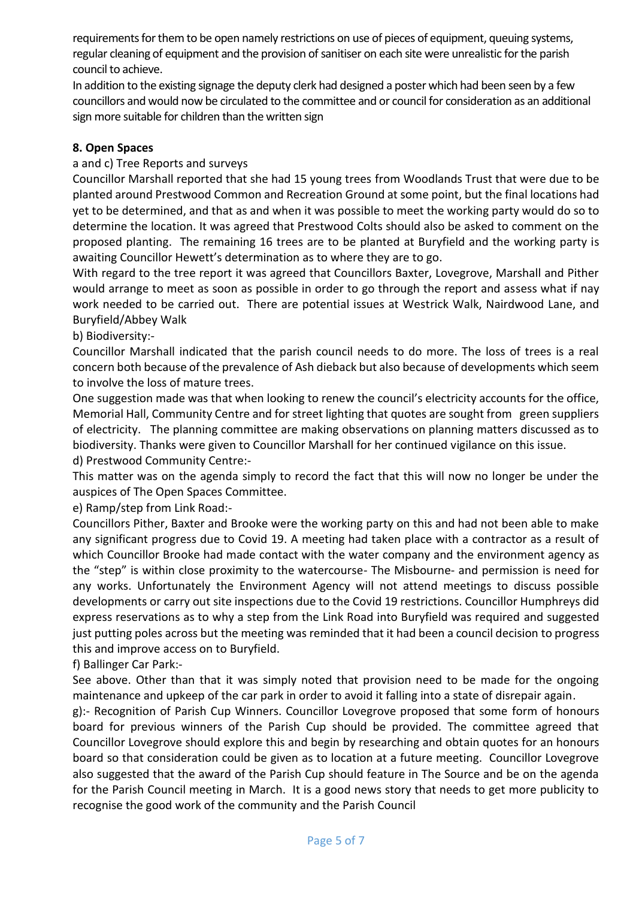requirements for them to be open namely restrictions on use of pieces of equipment, queuing systems, regular cleaning of equipment and the provision of sanitiser on each site were unrealistic for the parish council to achieve.

In addition to the existing signage the deputy clerk had designed a poster which had been seen by a few councillors and would now be circulated to the committee and or council for consideration as an additional sign more suitable for children than the written sign

**8. Open Spaces**

a and c) Tree Reports and surveys

Councillor Marshall reported that she had 15 young trees from Woodlands Trust that were due to be planted around Prestwood Common and Recreation Ground at some point, but the final locations had yet to be determined, and that as and when it was possible to meet the working party would do so to determine the location. It was agreed that Prestwood Colts should also be asked to comment on the proposed planting. The remaining 16 trees are to be planted at Buryfield and the working party is awaiting Councillor Hewett's determination as to where they are to go.

With regard to the tree report it was agreed that Councillors Baxter, Lovegrove, Marshall and Pither would arrange to meet as soon as possible in order to go through the report and assess what if nay work needed to be carried out. There are potential issues at Westrick Walk, Nairdwood Lane, and Buryfield/Abbey Walk

b) Biodiversity:-

Councillor Marshall indicated that the parish council needs to do more. The loss of trees is a real concern both because of the prevalence of Ash dieback but also because of developments which seem to involve the loss of mature trees.

One suggestion made was that when looking to renew the council's electricity accounts for the office, Memorial Hall, Community Centre and for street lighting that quotes are sought from green suppliers of electricity. The planning committee are making observations on planning matters discussed as to biodiversity. Thanks were given to Councillor Marshall for her continued vigilance on this issue.

d) Prestwood Community Centre:-

This matter was on the agenda simply to record the fact that this will now no longer be under the auspices of The Open Spaces Committee.

e) Ramp/step from Link Road:-

Councillors Pither, Baxter and Brooke were the working party on this and had not been able to make any significant progress due to Covid 19. A meeting had taken place with a contractor as a result of which Councillor Brooke had made contact with the water company and the environment agency as the "step" is within close proximity to the watercourse- The Misbourne- and permission is need for any works. Unfortunately the Environment Agency will not attend meetings to discuss possible developments or carry out site inspections due to the Covid 19 restrictions. Councillor Humphreys did express reservations as to why a step from the Link Road into Buryfield was required and suggested just putting poles across but the meeting was reminded that it had been a council decision to progress this and improve access on to Buryfield.

f) Ballinger Car Park:-

See above. Other than that it was simply noted that provision need to be made for the ongoing maintenance and upkeep of the car park in order to avoid it falling into a state of disrepair again.

g):- Recognition of Parish Cup Winners. Councillor Lovegrove proposed that some form of honours board for previous winners of the Parish Cup should be provided. The committee agreed that Councillor Lovegrove should explore this and begin by researching and obtain quotes for an honours board so that consideration could be given as to location at a future meeting. Councillor Lovegrove also suggested that the award of the Parish Cup should feature in The Source and be on the agenda for the Parish Council meeting in March. It is a good news story that needs to get more publicity to recognise the good work of the community and the Parish Council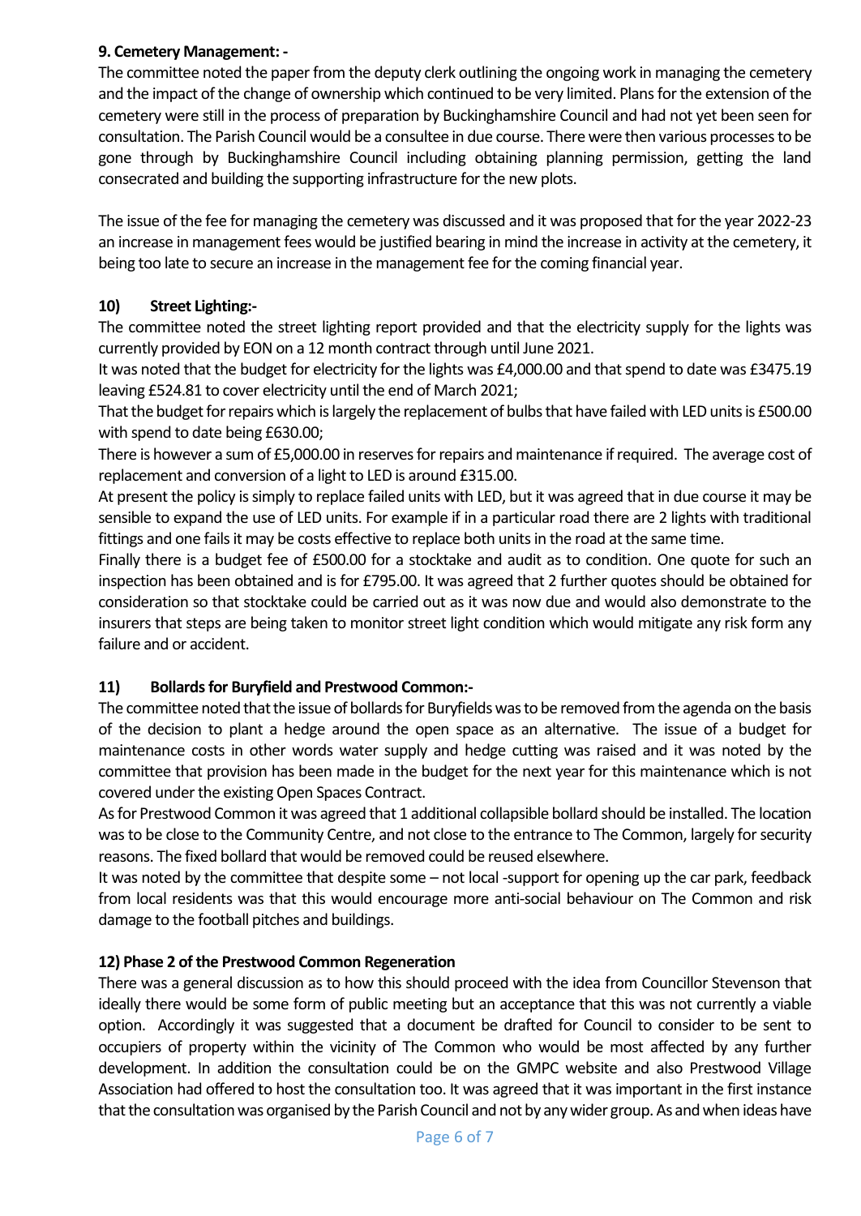**9. Cemetery Management: -**

The committee noted the paper from the deputy clerk outlining the ongoing work in managing the cemetery and the impact of the change of ownership which continued to be very limited. Plans for the extension of the cemetery were still in the process of preparation by Buckinghamshire Council and had not yet been seen for consultation. The Parish Council would be a consultee in due course. There were then various processes to be gone through by Buckinghamshire Council including obtaining planning permission, getting the land consecrated and building the supporting infrastructure for the new plots.

The issue of the fee for managing the cemetery was discussed and it was proposed that for the year 2022-23 an increase in management fees would be justified bearing in mind the increase in activity at the cemetery, it being too late to secure an increase in the management fee for the coming financial year.

**10) Street Lighting:-**

The committee noted the street lighting report provided and that the electricity supply for the lights was currently provided by EON on a 12 month contract through until June 2021.

It was noted that the budget for electricity for the lights was £4,000.00 and that spend to date was £3475.19 leaving £524.81 to cover electricity until the end of March 2021;

That the budget for repairs which is largely the replacement of bulbs that have failed with LED units is £500.00 with spend to date being £630.00;

There is however a sum of £5,000.00 in reserves for repairs and maintenance if required. The average cost of replacement and conversion of a light to LED is around £315.00.

At present the policy is simply to replace failed units with LED, but it was agreed that in due course it may be sensible to expand the use of LED units. For example if in a particular road there are 2 lights with traditional fittings and one fails it may be costs effective to replace both units in the road at the same time.

Finally there is a budget fee of £500.00 for a stocktake and audit as to condition. One quote for such an inspection has been obtained and is for £795.00. It was agreed that 2 further quotes should be obtained for consideration so that stocktake could be carried out as it was now due and would also demonstrate to the insurers that steps are being taken to monitor street light condition which would mitigate any risk form any failure and or accident.

**11) Bollards for Buryfield and Prestwood Common:-**

The committee noted that the issue of bollards for Buryfields was to be removed from the agenda on the basis of the decision to plant a hedge around the open space as an alternative. The issue of a budget for maintenance costs in other words water supply and hedge cutting was raised and it was noted by the committee that provision has been made in the budget for the next year for this maintenance which is not covered under the existing Open Spaces Contract.

As for Prestwood Common it was agreed that 1 additional collapsible bollard should be installed. The location was to be close to the Community Centre, and not close to the entrance to The Common, largely for security reasons. The fixed bollard that would be removed could be reused elsewhere.

It was noted by the committee that despite some – not local -support for opening up the car park, feedback from local residents was that this would encourage more anti-social behaviour on The Common and risk damage to the football pitches and buildings.

**12) Phase 2 of the Prestwood Common Regeneration**

There was a general discussion as to how this should proceed with the idea from Councillor Stevenson that ideally there would be some form of public meeting but an acceptance that this was not currently a viable option. Accordingly it was suggested that a document be drafted for Council to consider to be sent to occupiers of property within the vicinity of The Common who would be most affected by any further development. In addition the consultation could be on the GMPC website and also Prestwood Village Association had offered to host the consultation too. It was agreed that it was important in the first instance that the consultation was organised by the Parish Council and not by any wider group. As and when ideas have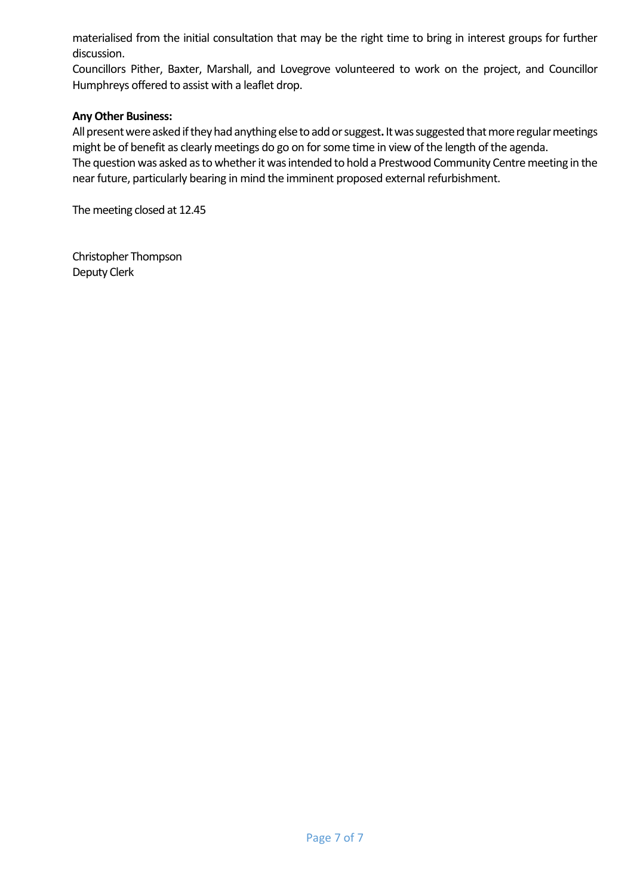materialised from the initial consultation that may be the right time to bring in interest groups for further discussion.

Councillors Pither, Baxter, Marshall, and Lovegrove volunteered to work on the project, and Councillor Humphreys offered to assist with a leaflet drop.

**Any Other Business:**

All present were asked if they had anything else to add or suggest**.** It was suggested that more regular meetings might be of benefit as clearly meetings do go on for some time in view of the length of the agenda.

The question was asked as to whether it was intended to hold a Prestwood Community Centre meeting in the near future, particularly bearing in mind the imminent proposed external refurbishment.

The meeting closed at 12.45

Christopher Thompson
Deputy Clerk